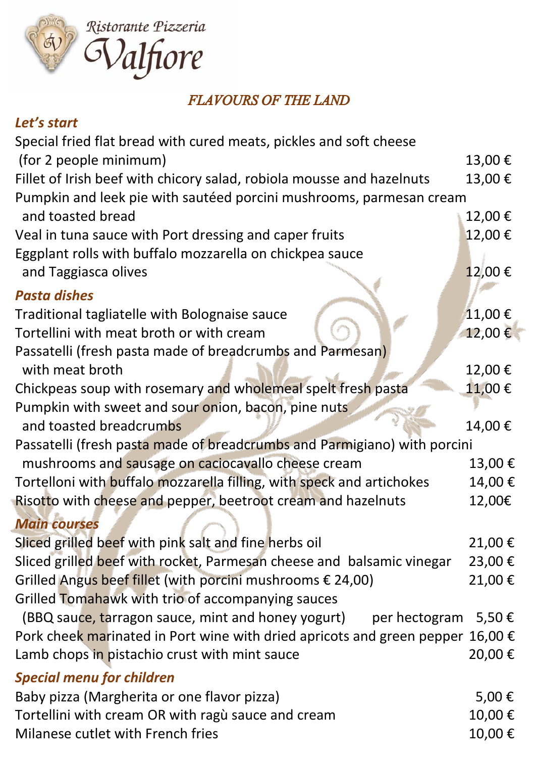Ristorante Pizzeria

# Valfiore

## *FLAVOURS OF THE LAND*

### *Let's start*

| | |
|---|---|
| Special fried flat bread with cured meats, pickles and soft cheese (for 2 people minimum) | 13,00 € |
| Fillet of Irish beef with chicory salad, robiola mousse and hazelnuts | 13,00 € |
| Pumpkin and leek pie with sautéed porcini mushrooms, parmesan cream and toasted bread | 12,00 € |
| Veal in tuna sauce with Port dressing and caper fruits | 12,00 € |
| Eggplant rolls with buffalo mozzarella on chickpea sauce and Taggiasca olives | 12,00 € |

### *Pasta dishes*

| | |
|---|---|
| Traditional tagliatelle with Bolognaise sauce | 11,00 € |
| Tortellini with meat broth or with cream | 12,00 € |
| Passatelli (fresh pasta made of breadcrumbs and Parmesan) with meat broth | 12,00 € |
| Chickpeas soup with rosemary and wholemeal spelt fresh pasta | 11,00 € |
| Pumpkin with sweet and sour onion, bacon, pine nuts and toasted breadcrumbs | 14,00 € |
| Passatelli (fresh pasta made of breadcrumbs and Parmigiano) with porcini mushrooms and sausage on caciocavallo cheese cream | 13,00 € |
| Tortelloni with buffalo mozzarella filling, with speck and artichokes | 14,00 € |
| Risotto with cheese and pepper, beetroot cream and hazelnuts | 12,00€ |

### *Main courses*

| | |
|---|---|
| Sliced grilled beef with pink salt and fine herbs oil | 21,00 € |
| Sliced grilled beef with rocket, Parmesan cheese and balsamic vinegar | 23,00 € |
| Grilled Angus beef fillet (with porcini mushrooms € 24,00) | 21,00 € |
| Grilled Tomahawk with trio of accompanying sauces (BBQ sauce, tarragon sauce, mint and honey yogurt) per hectogram | 5,50 € |
| Pork cheek marinated in Port wine with dried apricots and green pepper | 16,00 € |
| Lamb chops in pistachio crust with mint sauce | 20,00 € |

### *Special menu for children*

| | |
|---|---|
| Baby pizza (Margherita or one flavor pizza) | 5,00 € |
| Tortellini with cream OR with ragù sauce and cream | 10,00 € |
| Milanese cutlet with French fries | 10,00 € |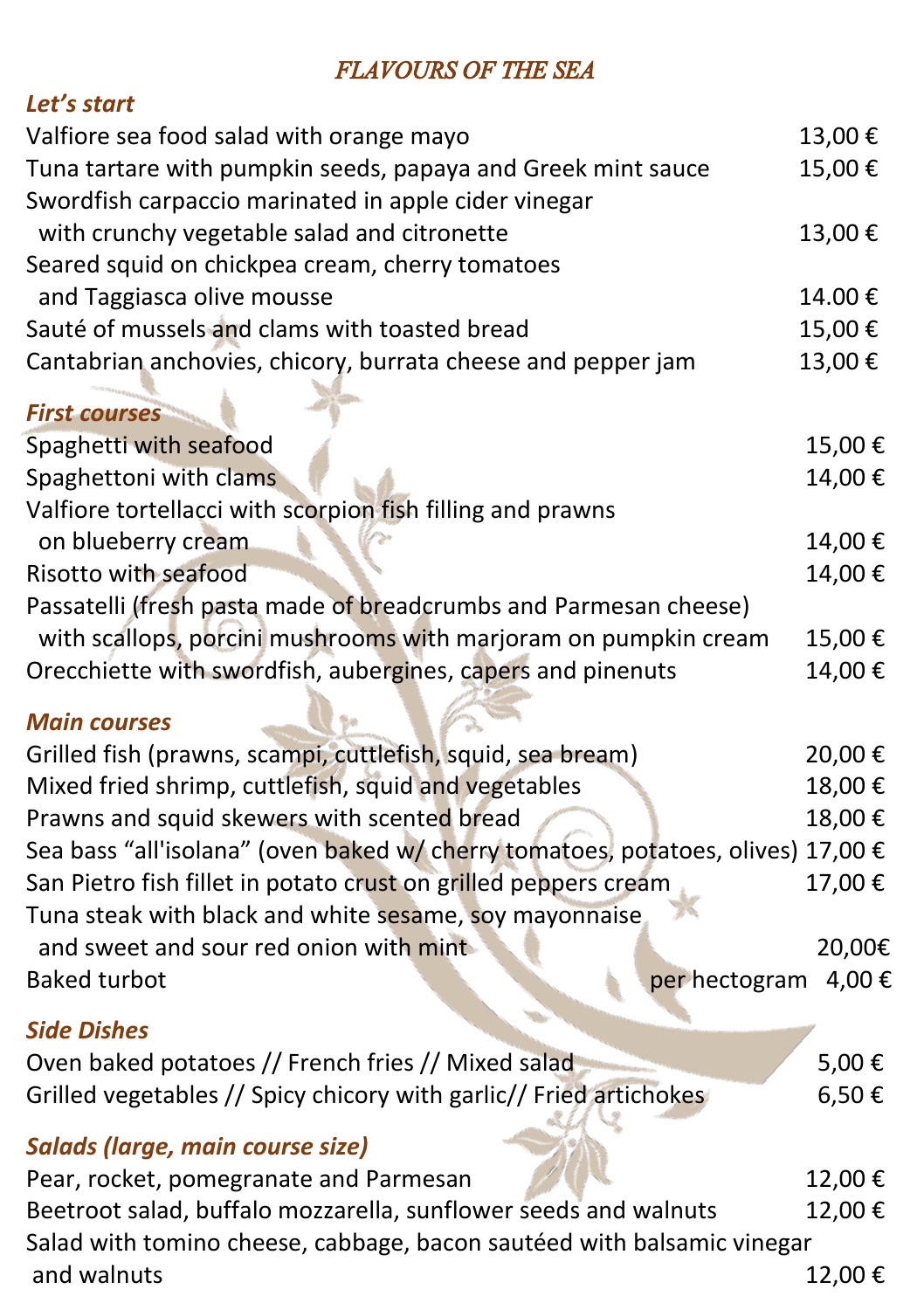# *FLAVOURS OF THE SEA*

## *Let's start*

| | |
|---|---|
| Valfiore sea food salad with orange mayo | 13,00 € |
| Tuna tartare with pumpkin seeds, papaya and Greek mint sauce | 15,00 € |
| Swordfish carpaccio marinated in apple cider vinegar with crunchy vegetable salad and citronette | 13,00 € |
| Seared squid on chickpea cream, cherry tomatoes and Taggiasca olive mousse | 14.00 € |
| Sauté of mussels and clams with toasted bread | 15,00 € |
| Cantabrian anchovies, chicory, burrata cheese and pepper jam | 13,00 € |

## *First courses*

| | |
|---|---|
| Spaghetti with seafood | 15,00 € |
| Spaghettoni with clams | 14,00 € |
| Valfiore tortellacci with scorpion fish filling and prawns on blueberry cream | 14,00 € |
| Risotto with seafood | 14,00 € |
| Passatelli (fresh pasta made of breadcrumbs and Parmesan cheese) with scallops, porcini mushrooms with marjoram on pumpkin cream | 15,00 € |
| Orecchiette with swordfish, aubergines, capers and pinenuts | 14,00 € |

## *Main courses*

| | |
|---|---|
| Grilled fish (prawns, scampi, cuttlefish, squid, sea bream) | 20,00 € |
| Mixed fried shrimp, cuttlefish, squid and vegetables | 18,00 € |
| Prawns and squid skewers with scented bread | 18,00 € |
| Sea bass "all'isolana" (oven baked w/ cherry tomatoes, potatoes, olives) | 17,00 € |
| San Pietro fish fillet in potato crust on grilled peppers cream | 17,00 € |
| Tuna steak with black and white sesame, soy mayonnaise and sweet and sour red onion with mint | 20,00€ |
| Baked turbot | per hectogram 4,00 € |

## *Side Dishes*

| | |
|---|---|
| Oven baked potatoes // French fries // Mixed salad | 5,00 € |
| Grilled vegetables // Spicy chicory with garlic// Fried artichokes | 6,50 € |

## *Salads (large, main course size)*

| | |
|---|---|
| Pear, rocket, pomegranate and Parmesan | 12,00 € |
| Beetroot salad, buffalo mozzarella, sunflower seeds and walnuts | 12,00 € |
| Salad with tomino cheese, cabbage, bacon sautéed with balsamic vinegar and walnuts | 12,00 € |